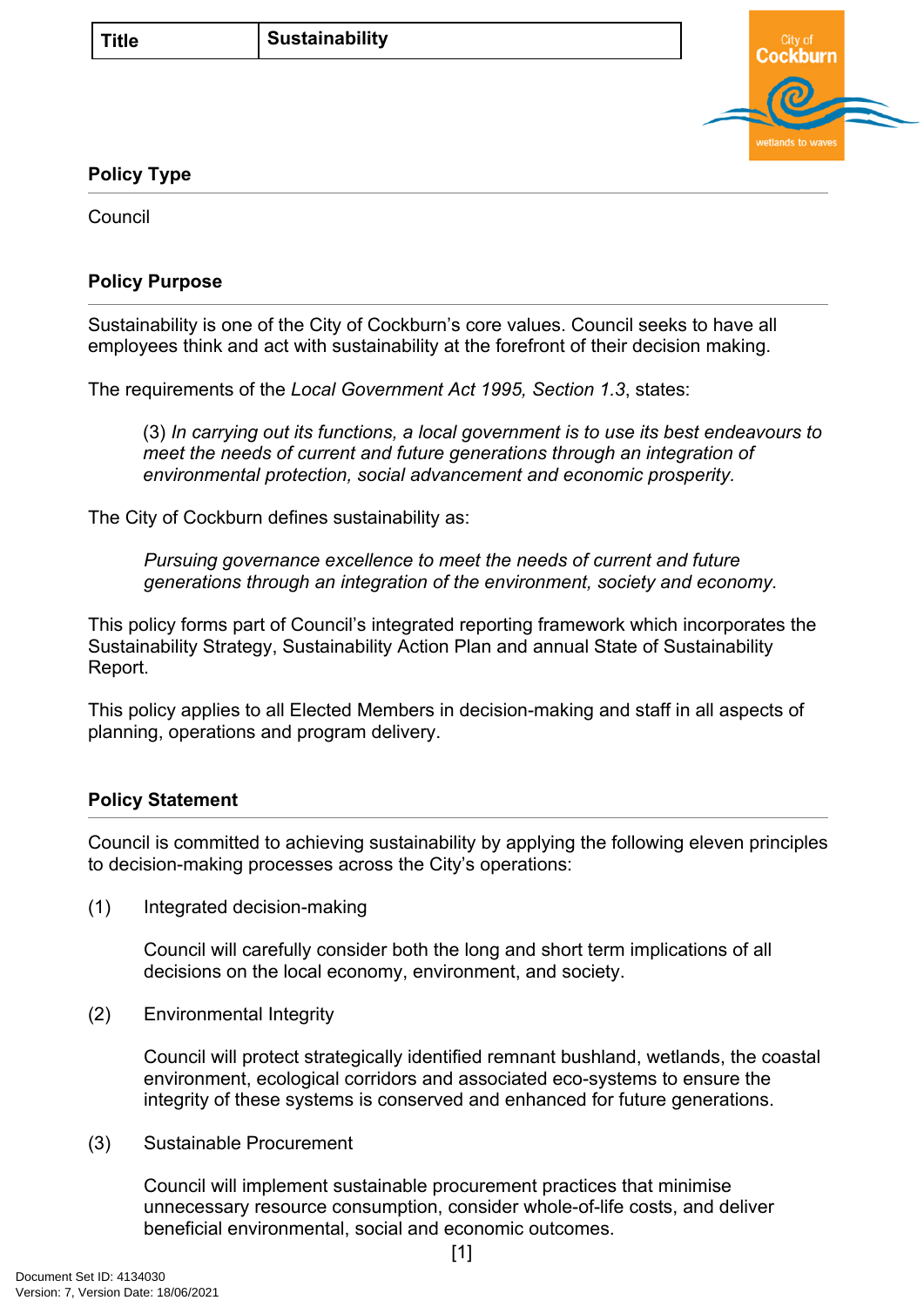| Title | Sustainability |
|---|---|

## Policy Type

Council

## Policy Purpose

Sustainability is one of the City of Cockburn's core values. Council seeks to have all employees think and act with sustainability at the forefront of their decision making.

The requirements of the *Local Government Act 1995, Section 1.3*, states:

> (3) *In carrying out its functions, a local government is to use its best endeavours to meet the needs of current and future generations through an integration of environmental protection, social advancement and economic prosperity.*

The City of Cockburn defines sustainability as:

> *Pursuing governance excellence to meet the needs of current and future generations through an integration of the environment, society and economy.*

This policy forms part of Council's integrated reporting framework which incorporates the Sustainability Strategy, Sustainability Action Plan and annual State of Sustainability Report.

This policy applies to all Elected Members in decision-making and staff in all aspects of planning, operations and program delivery.

## Policy Statement

Council is committed to achieving sustainability by applying the following eleven principles to decision-making processes across the City's operations:

(1) Integrated decision-making

Council will carefully consider both the long and short term implications of all decisions on the local economy, environment, and society.

(2) Environmental Integrity

Council will protect strategically identified remnant bushland, wetlands, the coastal environment, ecological corridors and associated eco-systems to ensure the integrity of these systems is conserved and enhanced for future generations.

(3) Sustainable Procurement

Council will implement sustainable procurement practices that minimise unnecessary resource consumption, consider whole-of-life costs, and deliver beneficial environmental, social and economic outcomes.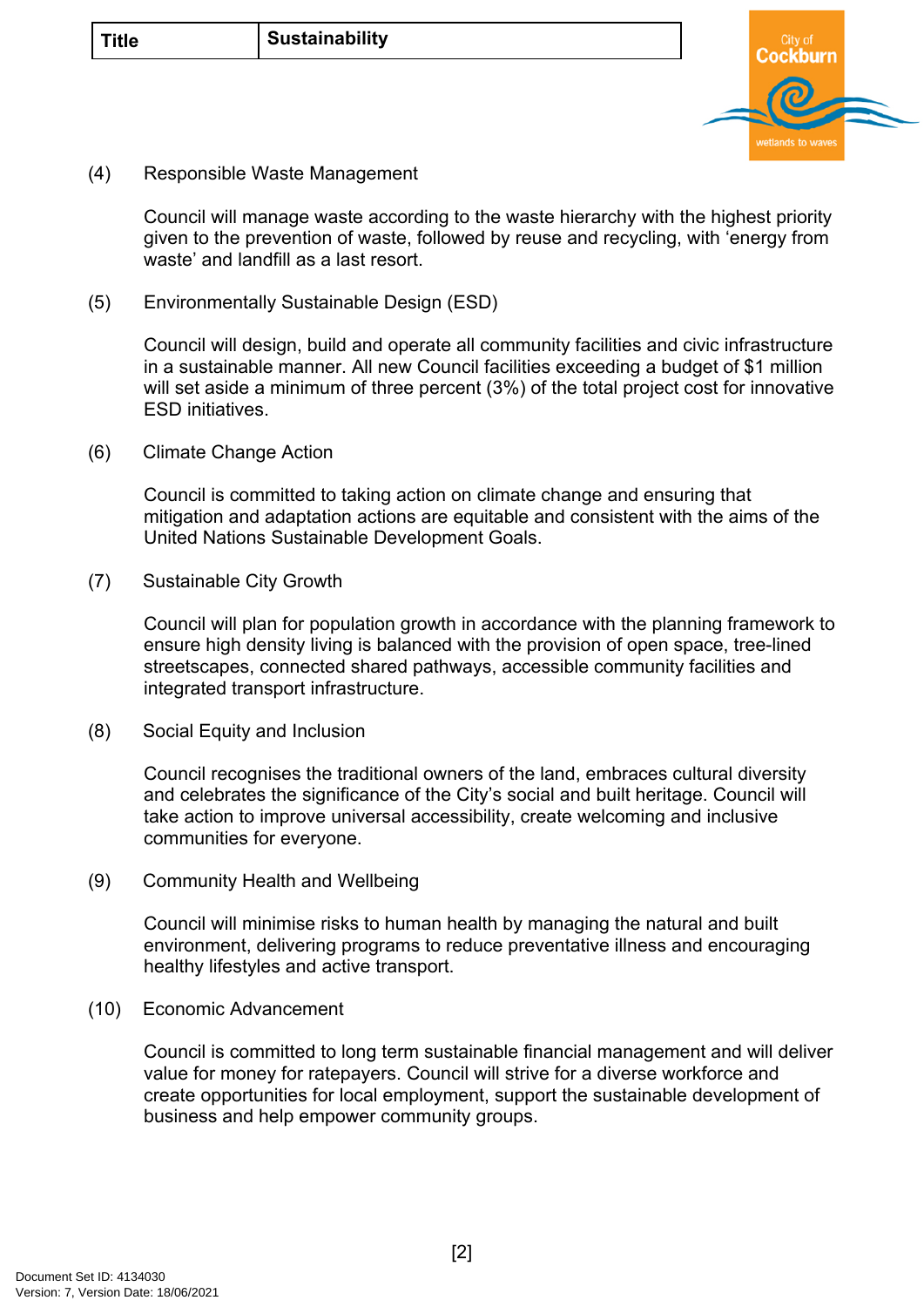(4) Responsible Waste Management

Council will manage waste according to the waste hierarchy with the highest priority given to the prevention of waste, followed by reuse and recycling, with 'energy from waste' and landfill as a last resort.

(5) Environmentally Sustainable Design (ESD)

Council will design, build and operate all community facilities and civic infrastructure in a sustainable manner. All new Council facilities exceeding a budget of $1 million will set aside a minimum of three percent (3%) of the total project cost for innovative ESD initiatives.

(6) Climate Change Action

Council is committed to taking action on climate change and ensuring that mitigation and adaptation actions are equitable and consistent with the aims of the United Nations Sustainable Development Goals.

(7) Sustainable City Growth

Council will plan for population growth in accordance with the planning framework to ensure high density living is balanced with the provision of open space, tree-lined streetscapes, connected shared pathways, accessible community facilities and integrated transport infrastructure.

(8) Social Equity and Inclusion

Council recognises the traditional owners of the land, embraces cultural diversity and celebrates the significance of the City's social and built heritage. Council will take action to improve universal accessibility, create welcoming and inclusive communities for everyone.

(9) Community Health and Wellbeing

Council will minimise risks to human health by managing the natural and built environment, delivering programs to reduce preventative illness and encouraging healthy lifestyles and active transport.

(10) Economic Advancement

Council is committed to long term sustainable financial management and will deliver value for money for ratepayers. Council will strive for a diverse workforce and create opportunities for local employment, support the sustainable development of business and help empower community groups.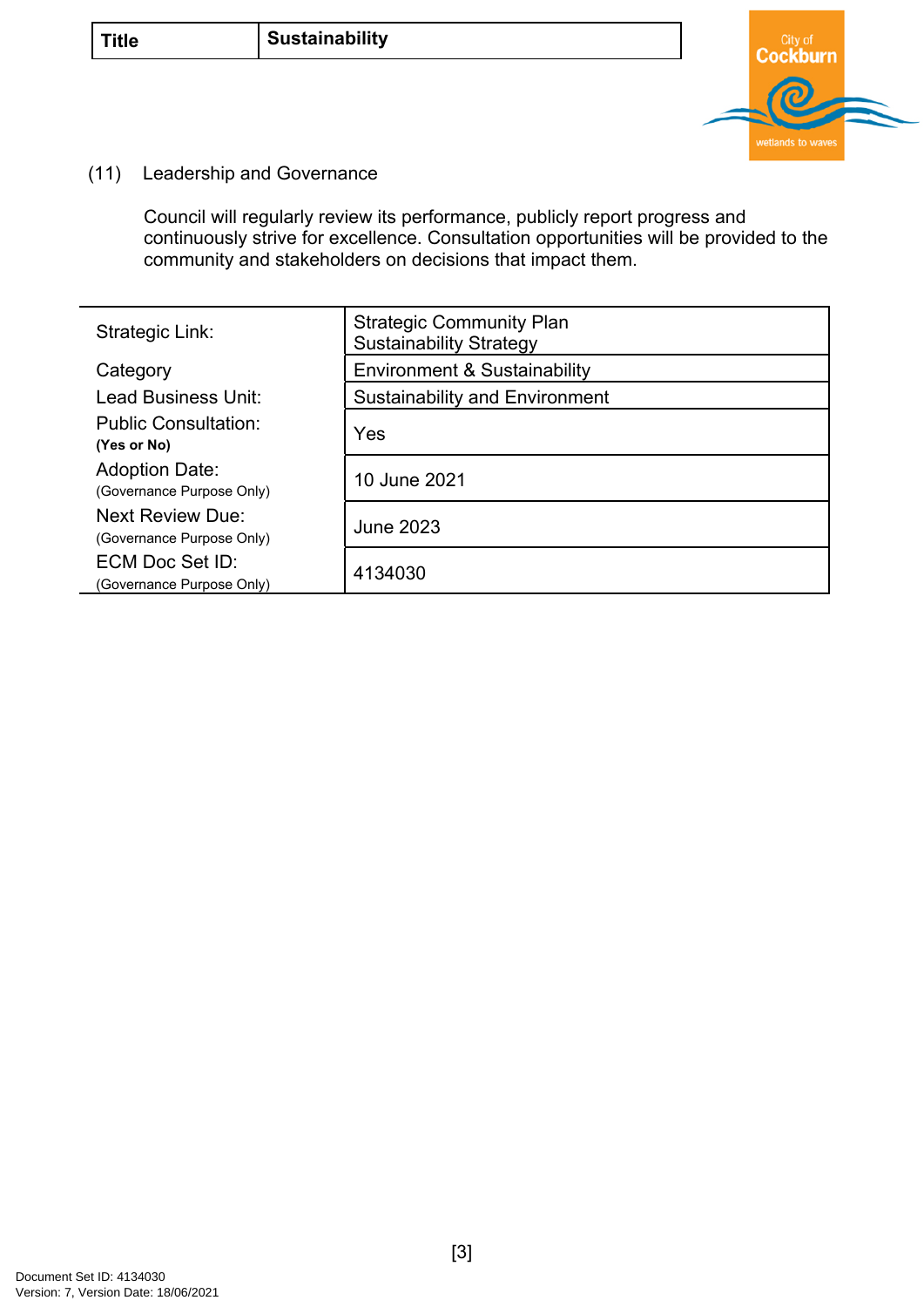| Title | Sustainability |
|---|---|

(11) Leadership and Governance

Council will regularly review its performance, publicly report progress and continuously strive for excellence. Consultation opportunities will be provided to the community and stakeholders on decisions that impact them.

| | |
|---|---|
| Strategic Link: | Strategic Community Plan<br>Sustainability Strategy |
| Category | Environment & Sustainability |
| Lead Business Unit: | Sustainability and Environment |
| Public Consultation:<br>**(Yes or No)** | Yes |
| Adoption Date:<br>(Governance Purpose Only) | 10 June 2021 |
| Next Review Due:<br>(Governance Purpose Only) | June 2023 |
| ECM Doc Set ID:<br>(Governance Purpose Only) | 4134030 |

Document Set ID: 4134030
Version: 7, Version Date: 18/06/2021